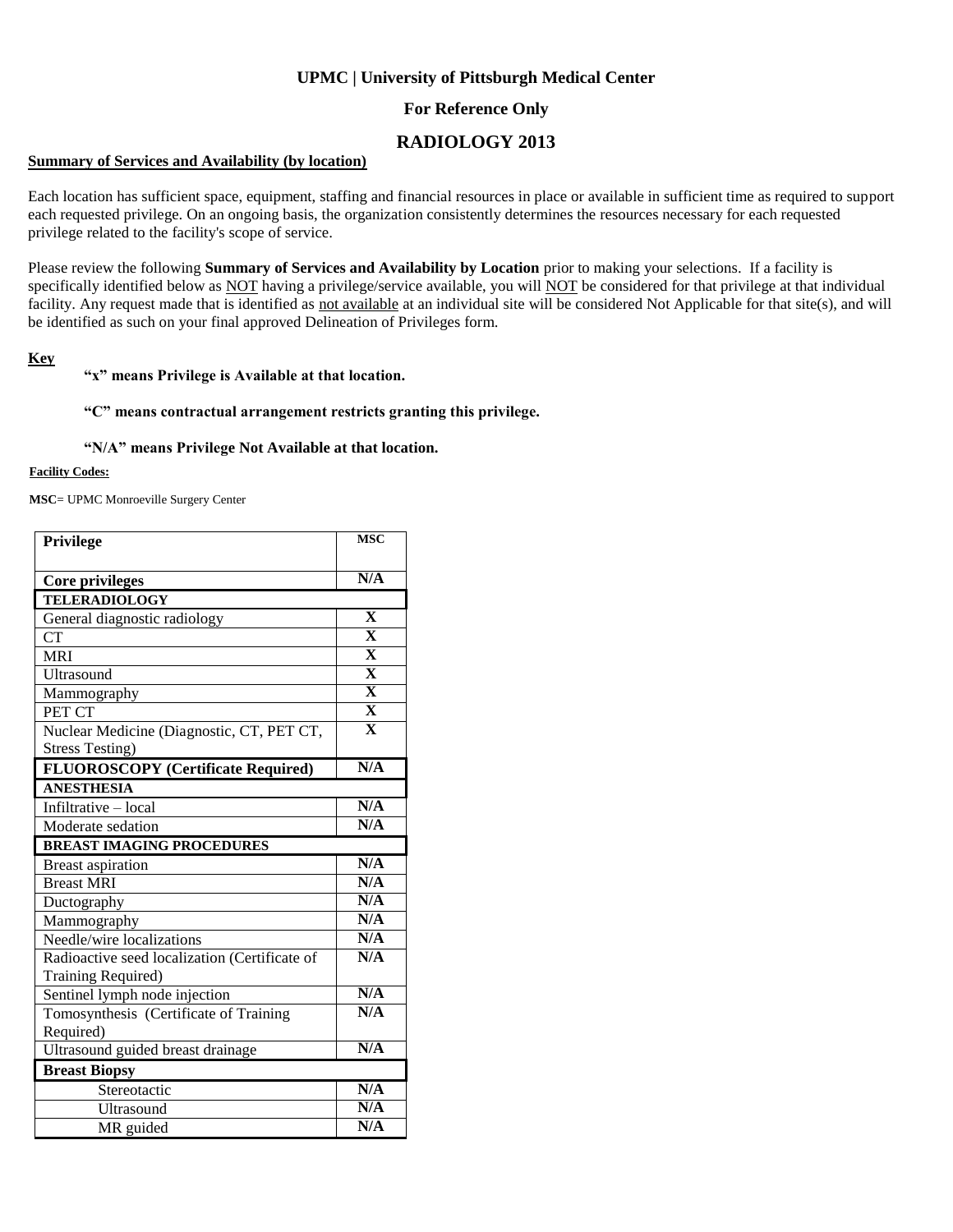**UPMC | University of Pittsburgh Medical Center**

**For Reference Only**

# RADIOLOGY 2013

**Summary of Services and Availability (by location)**

Each location has sufficient space, equipment, staffing and financial resources in place or available in sufficient time as required to support each requested privilege. On an ongoing basis, the organization consistently determines the resources necessary for each requested privilege related to the facility's scope of service.

Please review the following **Summary of Services and Availability by Location** prior to making your selections. If a facility is specifically identified below as NOT having a privilege/service available, you will NOT be considered for that privilege at that individual facility. Any request made that is identified as not available at an individual site will be considered Not Applicable for that site(s), and will be identified as such on your final approved Delineation of Privileges form.

**Key**

**"x" means Privilege is Available at that location.**

**"C" means contractual arrangement restricts granting this privilege.**

**"N/A" means Privilege Not Available at that location.**

**Facility Codes:**

**MSC**= UPMC Monroeville Surgery Center

| Privilege | MSC |
|---|---|
| **Core privileges** | N/A |
| **TELERADIOLOGY** | |
| General diagnostic radiology | X |
| CT | X |
| MRI | X |
| Ultrasound | X |
| Mammography | X |
| PET CT | X |
| Nuclear Medicine (Diagnostic, CT, PET CT, Stress Testing) | X |
| **FLUOROSCOPY (Certificate Required)** | N/A |
| **ANESTHESIA** | |
| Infiltrative – local | N/A |
| Moderate sedation | N/A |
| **BREAST IMAGING PROCEDURES** | |
| Breast aspiration | N/A |
| Breast MRI | N/A |
| Ductography | N/A |
| Mammography | N/A |
| Needle/wire localizations | N/A |
| Radioactive seed localization (Certificate of Training Required) | N/A |
| Sentinel lymph node injection | N/A |
| Tomosynthesis (Certificate of Training Required) | N/A |
| Ultrasound guided breast drainage | N/A |
| **Breast Biopsy** | |
| Stereotactic | N/A |
| Ultrasound | N/A |
| MR guided | N/A |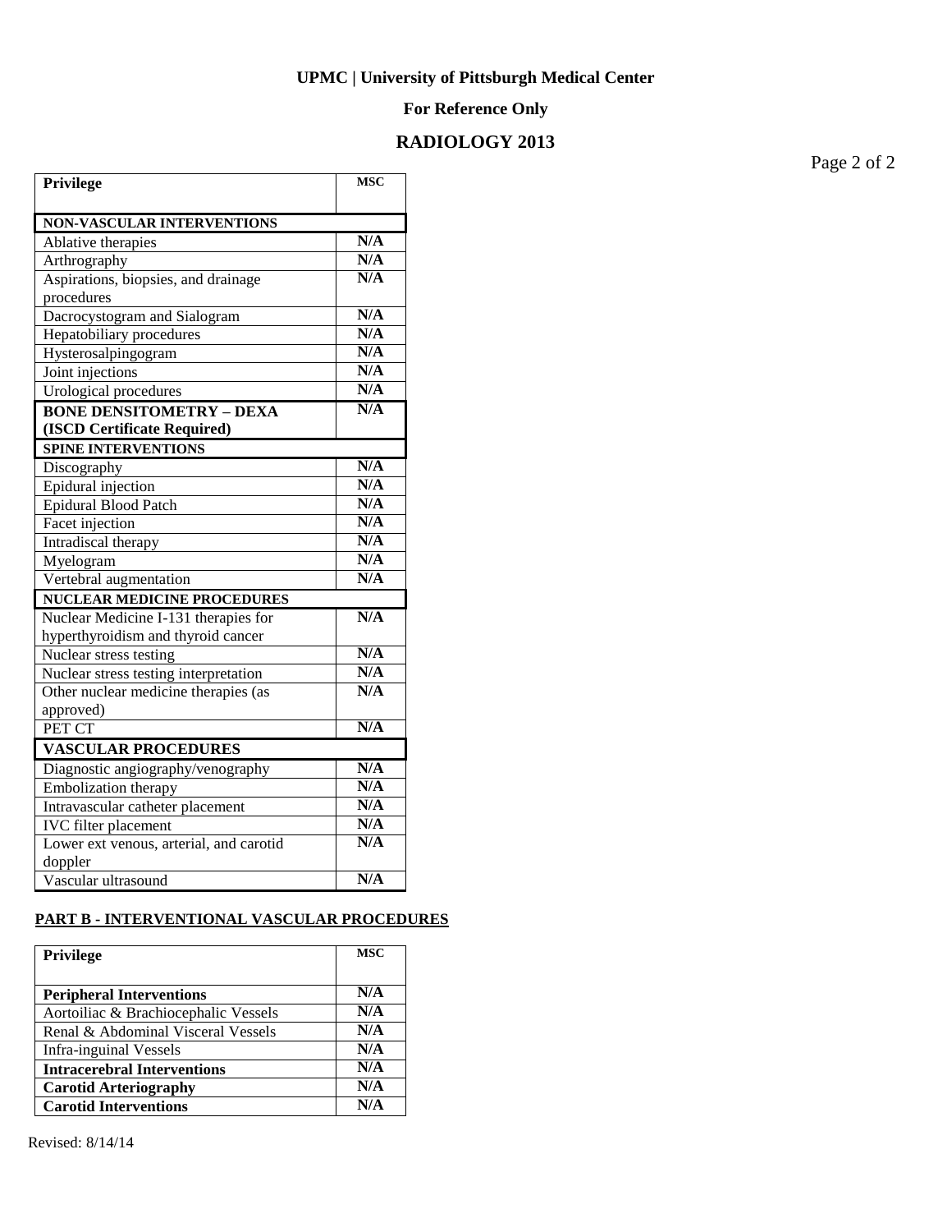**UPMC | University of Pittsburgh Medical Center**

**For Reference Only**

## RADIOLOGY 2013

| Privilege | MSC |
|---|---|
| **NON-VASCULAR INTERVENTIONS** | |
| Ablative therapies | N/A |
| Arthrography | N/A |
| Aspirations, biopsies, and drainage procedures | N/A |
| Dacrocystogram and Sialogram | N/A |
| Hepatobiliary procedures | N/A |
| Hysterosalpingogram | N/A |
| Joint injections | N/A |
| Urological procedures | N/A |
| **BONE DENSITOMETRY – DEXA (ISCD Certificate Required)** | N/A |
| **SPINE INTERVENTIONS** | |
| Discography | N/A |
| Epidural injection | N/A |
| Epidural Blood Patch | N/A |
| Facet injection | N/A |
| Intradiscal therapy | N/A |
| Myelogram | N/A |
| Vertebral augmentation | N/A |
| **NUCLEAR MEDICINE PROCEDURES** | |
| Nuclear Medicine I-131 therapies for hyperthyroidism and thyroid cancer | N/A |
| Nuclear stress testing | N/A |
| Nuclear stress testing interpretation | N/A |
| Other nuclear medicine therapies (as approved) | N/A |
| PET CT | N/A |
| **VASCULAR PROCEDURES** | |
| Diagnostic angiography/venography | N/A |
| Embolization therapy | N/A |
| Intravascular catheter placement | N/A |
| IVC filter placement | N/A |
| Lower ext venous, arterial, and carotid doppler | N/A |
| Vascular ultrasound | N/A |

**PART B - INTERVENTIONAL VASCULAR PROCEDURES**

| Privilege | MSC |
|---|---|
| **Peripheral Interventions** | N/A |
| Aortoiliac & Brachiocephalic Vessels | N/A |
| Renal & Abdominal Visceral Vessels | N/A |
| Infra-inguinal Vessels | N/A |
| **Intracerebral Interventions** | N/A |
| **Carotid Arteriography** | N/A |
| **Carotid Interventions** | N/A |

Revised: 8/14/14